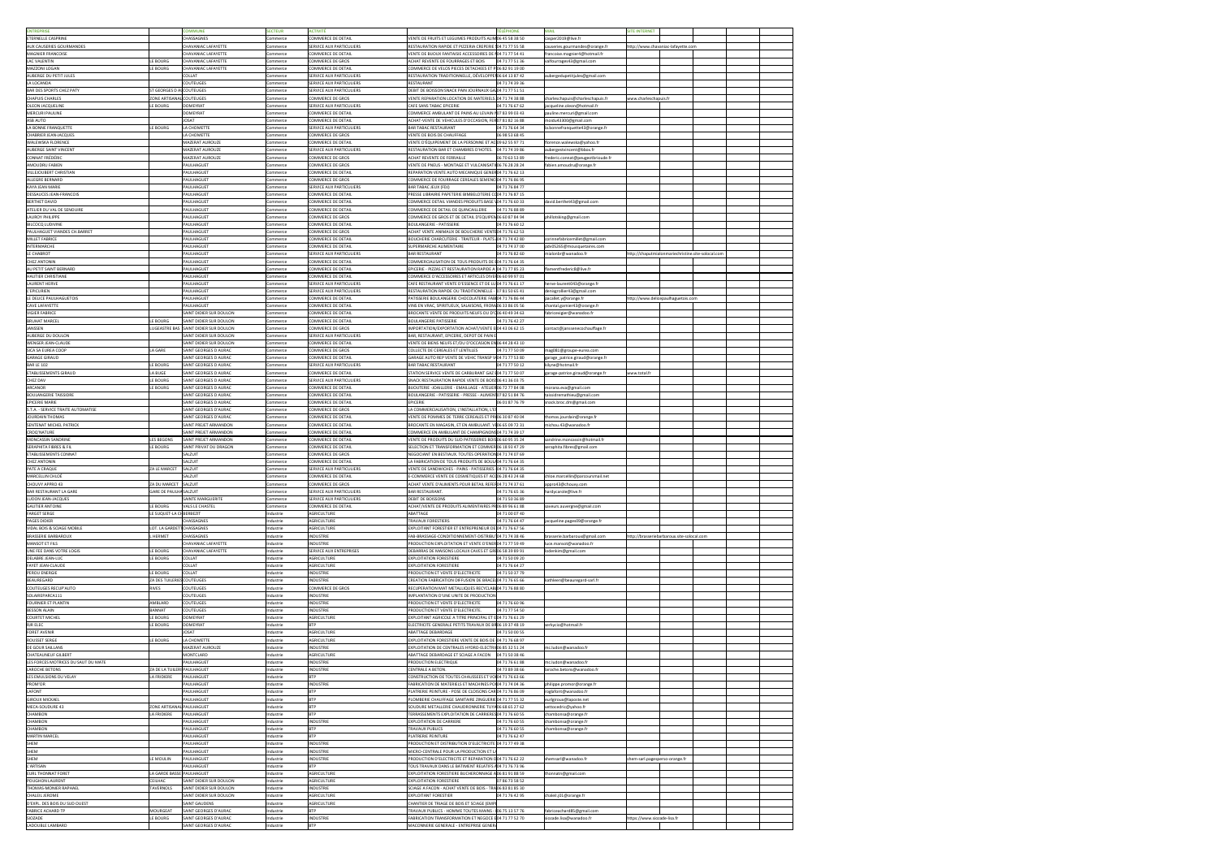| ENTREPRISE | | COMMUNE | SECTEUR | ACTIVITÉ | | TÉLÉPHONE | MAIL | SITE INTERNET |
|---|---|---|---|---|---|---|---|---|
| ETERNELLE CASPRINE | | CHASSAGNES | Commerce | COMMERCE DE DETAIL | VENTE DE FRUITS ET LEGUMES PRODUITS ALIMEN | 06 45 58 38 50 | casper2019@live.fr | |
| AUX CAUSERIES GOURMANDES | | CHAVANIAC LAFAYETTE | Commerce | SERVICE AUX PARTICULIERS | RESTAURATION RAPIDE ET PIZZERIA CREPERIE | 04 71 77 55 58 | causeries.gourmandes@orange.fr | http://www.chavaniac-lafayette.com |
| MAGNIER FRANCOISE | | CHAVANIAC LAFAYETTE | Commerce | COMMERCE DE DETAIL | VENTE DE BIJOUX FANTAISIE ACCESSOIRES DE M | 04 71 77 54 41 | francoise.magnier4@hotmail.fr | |
| LAC VALENTIN | LE BOURG | CHAVANIAC LAFAYETTE | Commerce | COMMERCE DE GROS | ACHAT REVENTE DE FOURRAGES ET BOIS | 04 71 77 51 36 | valfourrages43@gmail.com | |
| MAZZONI LOGAN | LE BOURG | CHAVANIAC LAFAYETTE | Commerce | COMMERCE DE DETAIL | COMMERCE DE VELOS PIECES DETACHEES ET P | 06 82 91 19 00 | | |
| AUBERGE DU PETIT JULES | | COLLAT | Commerce | SERVICE AUX PARTICULIERS | RESTAURATION TRADITIONNELLE, DEVELOPPEM | 06 64 13 87 42 | aubergedupetitjules@gmail.com | |
| LA LOCANDA | | COUTEUGES | Commerce | SERVICE AUX PARTICULIERS | RESTAURANT | 04 71 74 39 36 | | |
| BAR DES SPORTS CHEZ PATY | ST GEORGES D AU | COUTEUGES | Commerce | SERVICE AUX PARTICULIERS | DEBIT DE BOISSON SNACK PAIN JOURNAUX GAZ | 04 71 77 51 51 | | |
| CHAPUIS CHARLES | ZONE ARTISANAL | COUTEUGES | Commerce | COMMERCE DE GROS | VENTE REPARATION LOCATION DE MATERIELS A | 04 71 74 38 88 | charleschapuis@charleschapuis.fr | www.charleschapuis.fr |
| OLEON JACQUELINE | LE BOURG | DOMEYRAT | Commerce | SERVICE AUX PARTICULIERS | CAFE SANS TABAC EPICERIE | 04 71 76 67 62 | jacqueline.oleon@hotmail.fr | |
| MERCURI PAULINE | | DOMEYRAT | Commerce | COMMERCE DE DETAIL | COMMERCE AMBULANT DE PAINS AU LEVAIN ET | 07 83 89 03 43 | pauline.mercuri@gmail.com | |
| ASB AUTO | | JOSAT | Commerce | COMMERCE DE DETAIL | ACHAT-VENTE DE VEHICULES D'OCCASION, REPA | 07 81 82 16 88 | mostiu43300@gmail.com | |
| LA BONNE FRANQUETTE | LE BOURG | LA CHOMETTE | Commerce | SERVICE AUX PARTICULIERS | BAR TABAC RESTAURANT | 04 71 76 64 34 | la.bonnefranquette43@orange.fr | |
| CHABRIER JEAN-JACQUES | | LA CHOMETTE | Commerce | COMMERCE DE GROS | VENTE DE BOIS DE CHAUFFAGE | 06 98 53 68 45 | | |
| WALEWSKA FLORENCE | | MAZERAT AUROUZE | Commerce | COMMERCE DE DETAIL | VENTE D'EQUIPEMENT DE LA PERSONNE ET ACC | 06 62 55 97 71 | florence.walewska@yahoo.fr | |
| AUBERGE SAINT VINCENT | | MAZERAT AUROUZE | Commerce | SERVICE AUX PARTICULIERS | RESTAURATION BAR ET CHAMBRES D'HOTES | 04 71 74 39 86 | aubergestvincent@bbox.fr | |
| CONNAT FRÉDÉRIC | | MAZERAT AUROUZE | Commerce | COMMERCE DE GROS | ACHAT REVENTE DE FERRAILLE | 06 70 63 53 89 | frederic.connat@peugeotbrioude.fr | |
| AMOUDRU FABIEN | | PAULHAGUET | Commerce | COMMERCE DE GROS | VENTE DE PNEUS - MONTAGE ET VULCANISATION | 06 76 28 28 24 | fabien.amoudru@orange.fr | |
| VILLEJOUBERT CHRISTIAN | | PAULHAGUET | Commerce | COMMERCE DE DETAIL | REPARATION VENTE AUTO MECANIQUE GENERAL | 04 71 76 62 13 | | |
| ALLEGRE BERNARD | | PAULHAGUET | Commerce | COMMERCE DE GROS | COMMERCE DE FOURRAGE CEREALES SEMENCES | 04 71 76 86 95 | | |
| KAYA JEAN MARIE | | PAULHAGUET | Commerce | SERVICE AUX PARTICULIERS | BAR TABAC JEUX (FDJ) | 04 71 76 84 77 | | |
| DESSAUCES JEAN-FRANCOIS | | PAULHAGUET | Commerce | COMMERCE DE DETAIL | PRESSE LIBRAIRIE PAPETERIE BIMBELOTERIE CON | 04 71 76 87 15 | | |
| BERTHET DAVID | | PAULHAGUET | Commerce | COMMERCE DE DETAIL | COMMERCE DETAIL VIANDES PRODUITS BASE VI | 04 71 76 60 33 | david.berthet43@gmail.com | |
| ATELIER DU VAL DE SENOUIRE | | PAULHAGUET | Commerce | COMMERCE DE DETAIL | COMMERCE DE DETAIL DE QUINCAILLERIE | 04 71 76 88 89 | | |
| LAUROY PHILIPPE | | PAULHAGUET | Commerce | COMMERCE DE GROS | COMMERCE DE GROS ET DE DETAIL D'EQUIPEMEN | 06 60 87 84 94 | philloisling@gmail.com | |
| BELCOCQ LUDIVINE | | PAULHAGUET | Commerce | COMMERCE DE DETAIL | BOULANGERIE - PATISSERIE | 04 71 76 60 12 | | |
| PAULHAGUET VIANDES CH.BARRET | | PAULHAGUET | Commerce | COMMERCE DE GROS | ACHAT VENTE ANIMAUX DE BOUCHERIE VENTE D | 04 71 76 62 53 | | |
| MILLET FABRICE | | PAULHAGUET | Commerce | COMMERCE DE DETAIL | BOUCHERIE CHARCUTERIE - TRAITEUR - PLATS C | 04 71 74 42 80 | corinnefabricemillet@gmail.com | |
| INTERMARCHE | | PAULHAGUET | Commerce | COMMERCE DE DETAIL | SUPERMARCHE ALIMENTAIRE | 04 71 74 37 00 | jabr05265@mousquetaires.com | |
| LE CHABROT | | PAULHAGUET | Commerce | SERVICE AUX PARTICULIERS | BAR RESTAURANT | 04 71 76 82 60 | mialonbr@wanadoo.fr | http://chapatmialonnamechristine.site-solocal.com |
| CHEZ ANTONIN | | PAULHAGUET | Commerce | COMMERCE DE DETAIL | COMMERCIALISATION DE TOUS PRODUITS DE BO | 04 71 76 64 35 | | |
| AU PETIT SAINT BERNARD | | PAULHAGUET | Commerce | COMMERCE DE DETAIL | EPICERIE - PIZZAS ET RESTAURATION RAPIDE A | 04 71 77 85 23 | flamentfrederic8@live.fr | |
| VAUTIER CHRISTIANE | | PAULHAGUET | Commerce | COMMERCE DE DETAIL | COMMERCE D'ACCESSOIRES ET ARTICLES DIVERS | 06 60 99 07 01 | | |
| LAURENT HERVE | | PAULHAGUET | Commerce | SERVICE AUX PARTICULIERS | CAFE RESTAURANT VENTE D'ESSENCE ET DE LUB | 04 71 76 61 17 | herve-laurent043@orange.fr | |
| L'EPICURIEN | | PAULHAGUET | Commerce | SERVICE AUX PARTICULIERS | RESTAURATION RAPIDE OU TRADITIONNELLE - | 07 81 50 65 41 | denisgrollier43@gmail.com | |
| LE DELICE PAULHAGUETOIS | | PAULHAGUET | Commerce | COMMERCE DE DETAIL | PATISSERIE BOULANGERIE CHOCOLATERIE FABRI | 04 71 76 86 44 | pacallet.y@orange.fr | http://www.delicepaulhaguetois.com |
| CAVE LAFAYETTE | | PAULHAGUET | Commerce | COMMERCE DE DETAIL | VINS EN VRAC, SPIRITUEUX, SALAISONS, FROMA | 06 33 86 05 56 | chantal.garnier43@orange.fr | |
| VIGIER FABRICE | | SAINT DIDIER SUR DOULON | Commerce | COMMERCE DE DETAIL | BROCANTE VENTE DE PRODUITS NEUFS OU D'OC | 06 40 49 34 63 | fabricevigier@wanadoo.fr | |
| BRUHAT MARCEL | LE BOURG | SAINT DIDIER SUR DOULON | Commerce | COMMERCE DE DETAIL | BOULANGERIE PATISSERIE | 04 71 76 42 27 | | |
| JANSSEN | LUGEASTRE BAS | SAINT DIDIER SUR DOULON | Commerce | COMMERCE DE GROS | IMPORTATION/EXPORTATION ACHAT/VENTE ET | 04 43 06 62 15 | contact@janssenecochauffage.fr | |
| AUBERGE DU DOULON | | SAINT DIDIER SUR DOULON | Commerce | SERVICE AUX PARTICULIERS | BAR, RESTAURANT, EPICERIE, DEPOT DE PAIN E | | | |
| MENGER JEAN-CLAUDE | | SAINT DIDIER SUR DOULON | Commerce | COMMERCE DE DETAIL | VENTE DE BIENS NEUFS ET/OU D'OCCASION EN | 06 44 28 43 10 | | |
| SICA SA EUREA COOP | LA GARE | SAINT GEORGES D AURAC | Commerce | COMMERCE DE GROS | COLLECTE DE CEREALES ET LENTILLES | 04 71 77 50 09 | mag0481@groupe-eurea.com | |
| GARAGE GIRAUD | | SAINT GEORGES D AURAC | Commerce | COMMERCE DE DETAIL | GARAGE AUTO REP VENTE DE VEHIC TRANSP VO | 04 71 77 53 80 | garage_patrice.giraud@orange.fr | |
| BAR LE 102 | LE BOURG | SAINT GEORGES D AURAC | Commerce | SERVICE AUX PARTICULIERS | BAR TABAC RESTAURANT | 04 71 77 50 12 | kilyne@hotmail.fr | |
| ETABLISSEMENTS GIRAUD | LA BUGE | SAINT GEORGES D AURAC | Commerce | COMMERCE DE DETAIL | STATION SERVICE VENTE DE CARBURANT GAZ | 04 71 77 50 07 | garage-patrice.giraud@orange.fr | www.total.fr |
| CHEZ DAV | LE BOURG | SAINT GEORGES D AURAC | Commerce | SERVICE AUX PARTICULIERS | SNACK RESTAURATION RAPIDE VENTE DE BOISS | 06 41 36 03 75 | | |
| ARCANOR | LE BOURG | SAINT GEORGES D AURAC | Commerce | COMMERCE DE DETAIL | BIJOUTERIE - JOAILLERIE - EMAILLAGE - ATELIE | 06 72 77 84 08 | morana.eva@gmail.com | |
| BOULANGERIE TAISSIDRE | | SAINT GEORGES D AURAC | Commerce | COMMERCE DE DETAIL | BOULANGERIE - PATISSERIE - PRESSE - ALIMENT | 07 82 51 84 76 | taissidrematthieu@gmail.com | |
| EPICERIE MARIE | | SAINT GEORGES D AURAC | Commerce | COMMERCE DE DETAIL | EPICERIE | 06 01 87 76 79 | snack.broc.dm@gmail.com | |
| S.T.A. - SERVICE TRAITE AUTOMATISE | | SAINT GEORGES D AURAC | Commerce | COMMERCE DE GROS | LA COMMERCIALISATION, L'INSTALLATION, L'ET | | | |
| JOURDAIN THOMAS | | SAINT GEORGES D AURAC | Commerce | COMMERCE DE DETAIL | VENTE DE POMMES DE TERRE CEREALES ET PRO | 06 30 87 40 04 | thomas.jourdain@orange.fr | |
| SENTENAT MICHEL PATRICK | | SAINT PREJET ARMANDON | Commerce | COMMERCE DE DETAIL | BROCANTE EN MAGASIN, ET EN AMBULANT: VEN | 06 65 09 72 31 | michou.43@wanadoo.fr | |
| CROQ'NATURE | | SAINT PREJET ARMANDON | Commerce | COMMERCE DE DETAIL | COMMERCE EN AMBULANT DE CHAMPIGNONS | 04 71 74 39 17 | | |
| MONCASSIN SANDRINE | LES BEGONS | SAINT PREJET ARMANDON | Commerce | COMMERCE DE DETAIL | VENTE DE PRODUITS DU SUD PATISSERIES BOIS | 06 60 95 35 24 | sandrine.moncassin@hotmail.fr | |
| SERAPHITA FIBRES & FIL | LE BOURG | SAINT PRIVAT DU DRAGON | Commerce | COMMERCE DE DETAIL | SELECTION ET TRANSFORMATION ET COMMERC | 06 18 93 47 29 | seraphita.fibres@gmail.com | |
| ETABLISSEMENTS CONNAT | | SALZUIT | Commerce | COMMERCE DE GROS | NEGOCIANT EN BESTIAUX, TOUTES OPERATION | 04 71 74 07 69 | | |
| CHEZ ANTONIN | | SALZUIT | Commerce | COMMERCE DE DETAIL | LA FABRICATION DE TOUS PRODUITS DE BOUL | 04 71 76 64 35 | | |
| PATE A CRAQUE | ZA LE MARCET | SALZUIT | Commerce | SERVICE AUX PARTICULIERS | VENTE DE SANDWICHES - PAINS - PATISSERIES | 04 71 76 64 35 | | |
| MARCELLIN CHLOÉ | | SALZUIT | Commerce | COMMERCE DE DETAIL | E-COMMERCE VENTE DE COSMETIQUES ET ACC | 06 28 43 24 68 | chloe.marcellin@parcoursmail.net | |
| CHOUVY APPRO 43 | ZA DU MARCET | SALZUIT | Commerce | COMMERCE DE GROS | ACHAT VENTE D'ALIMENTS POUR BETAIL REPR | 04 71 74 37 61 | appro43@chouvy.com | |
| BAR RESTAURANT LA GARE | GARE DE PAULHA | SALZUIT | Commerce | SERVICE AUX PARTICULIERS | BAR RESTAURANT | 04 71 76 65 36 | hardycarole@live.fr | |
| LUDON JEAN-JACQUES | | SAINTE MARGUERITE | Commerce | SERVICE AUX PARTICULIERS | DEBIT DE BOISSONS | 04 71 50 36 89 | | |
| GAUTIER ANTOINE | LE BOURG | VALS LE CHASTEL | Commerce | COMMERCE DE DETAIL | ACHAT/VENTE DE PRODUITS ALIMENTAIRES PRO | 06 89 96 61 88 | saveurs.auvergne@gmail.com | |
| FARGET SERGE | LE SUQUET-LA CH | BERBEZIT | Industrie | AGRICULTURE | ABATTAGE | 04 71 00 07 40 | | |
| PAGES DIDIER | | CHASSAGNES | Industrie | AGRICULTURE | TRAVAUX FORESTIERS | 04 71 76 64 47 | jacqueline.pages00@orange.fr | |
| VIDAL BOIS & SCIAGE MOBILE | LOT. LA GARDETT | CHASSAGNES | Industrie | AGRICULTURE | EXPLOITANT FORESTIER ET ENTREPRENEUR DE | 04 71 76 67 56 | | |
| BRASSERIE BARBAROUX | L HERMET | CHASSAGNES | Industrie | INDUSTRIE | FAB-BRASSAGE-CONDITIONNEMENT-DISTRIBU | 04 71 74 38 46 | brasserie.barbarous@gmail.com | http://brasseriebarbarous.site-solocal.com |
| MANSOT ET FILS | | CHAVANIAC LAFAYETTE | Industrie | INDUSTRIE | PRODUCTION EXPLOITATION ET VENTE D'ENERG | 04 71 77 59 49 | luce.mansot@wanadoo.fr | |
| UNE FEE DANS VOTRE LOGIS | LE BOURG | CHAVANIAC LAFAYETTE | Industrie | SERVICE AUX ENTREPRISES | DEBARRAS DE MAISONS LOCAUX CAVES ET GRE | 06 58 39 89 91 | lodenkim@gmail.com | |
| DELABRE JEAN-LUC | LE BOURG | COLLAT | Industrie | AGRICULTURE | EXPLOITATION FORESTIERE | 04 71 50 09 20 | | |
| FAYET JEAN-CLAUDE | | COLLAT | Industrie | AGRICULTURE | EXPLOITATION FORESTIERE | 04 71 76 64 27 | | |
| PEROU ENERGIE | LE BOURG | COLLAT | Industrie | INDUSTRIE | PRODUCTION ET VENTE D'ELECTRICITE | 04 71 50 07 79 | | |
| BEAUREGARD | ZA DES TUILERIES | COUTEUGES | Industrie | INDUSTRIE | CREATION FABRICATION DIFFUSION DE BRACEL | 04 71 76 65 66 | kathleen@beauregard-sarl.fr | |
| COUTEUGES RECUP'AUTO | RIVES | COUTEUGES | Industrie | COMMERCE DE GROS | RECUPERATION MAT METALLIQUES RECYCLAB | 04 71 76 88 80 | | |
| SOLAIREPARCKA111 | | COUTEUGES | Industrie | INDUSTRIE | IMPLANTATION D'UNE UNITE DE PRODUCTION | | | |
| FOURNIER ET PLANTIN | AMBLARD | COUTEUGES | Industrie | INDUSTRIE | PRODUCTION ET VENTE D'ELECTRICITE | 04 71 76 60 96 | | |
| BESSON ALAIN | BANNAT | COUTEUGES | Industrie | INDUSTRIE | PRODUCTION ET VENTE D'ELECTRICITE. | 04 71 77 54 50 | | |
| COURTET MICHEL | LE BOURG | DOMEYRAT | Industrie | AGRICULTURE | EXPLOITANT AGRICOLE A TITRE PRINCIPAL ET | 04 71 76 61 29 | | |
| IUR ELEC | LE BOURG | DOMEYRAT | Industrie | BTP | ELECTRICITE GENERALE PETITS TRAVAUX DE BR | 06 19 37 48 19 | iurkycio@hotmail.fr | |
| FORET AVENIR | | JOSAT | Industrie | AGRICULTURE | ABATTAGE DEBARDAGE | 04 71 50 00 55 | | |
| ROUSSET SERGE | LE BOURG | LA CHOMETTE | Industrie | AGRICULTURE | EXPLOITATION FORESTIERE VENTE DE BOIS DE | 04 71 76 68 97 | | |
| DE GOUR SARLLANS | | MAZERAT AUROUZE | Industrie | INDUSTRIE | EXPLOITATION DE CENTRALES HYDRO-ELECTRI | 06 85 32 51 24 | mc.ludon@wanadoo.fr | |
| CHATEAUNEUF GILBERT | | MONTCLARD | Industrie | AGRICULTURE | ABATTAGE DEBARDAGE ET SCIAGE A FACON | 04 71 50 38 46 | | |
| LES FORCES MOTRICES DU SAUT DU MATE | | PAULHAGUET | Industrie | INDUSTRIE | PRODUCTION ELECTRIQUE | 04 71 76 61 88 | mc.ludon@wanadoo.fr | |
| LAROCHE BETONS | ZA DE LA TUILERI | PAULHAGUET | Industrie | INDUSTRIE | CENTRALE A BETON | 04 73 89 38 66 | laroche.betons@wanadoo.fr | |
| LES EMULSIONS DU VELAY | LA FRIDIERE | PAULHAGUET | Industrie | BTP | CONSTRUCTION DE TOUTES CHAUSSEES ET VOI | 04 71 76 63 66 | | |
| PROM'OR | | PAULHAGUET | Industrie | INDUSTRIE | FABRICATION DE MATERIELS ET MACHINES POU | 04 71 74 04 36 | philippe.promor@orange.fr | |
| LAFONT | | PAULHAGUET | Industrie | BTP | PLATRERIE PEINTURE - POSE DE CLOISONS CAR | 04 71 76 86 09 | nagilafont@wanadoo.fr | |
| GIROUX MICKAEL | | PAULHAGUET | Industrie | BTP | PLOMBERIE CHAUFFAGE SANITAIRE ZINGUERIE | 04 71 77 55 32 | eurlgiroux@laposte.net | |
| MECA-SOUDURE 43 | ZONE ARTISANAL | PAULHAGUET | Industrie | BTP | SOUDURE METALLERIE CHAUDRONNERIE TUYA | 06 68 65 27 62 | vettocedric@yahoo.fr | |
| CHAMBON | LA FRIDIERE | PAULHAGUET | Industrie | BTP | TERRASSEMENTS EXPLOITATION DE CARRIERES | 04 71 76 60 55 | chambonsa@orange.fr | |
| CHAMBON | | PAULHAGUET | Industrie | INDUSTRIE | EXPLOITATION DE CARRIERE | 04 71 76 60 55 | chambonsa@orange.fr | |
| CHAMBON | | PAULHAGUET | Industrie | BTP | TRAVAUX PUBLICS | 04 71 76 60 55 | chambonsa@orange.fr | |
| MARTIN MARCEL | | PAULHAGUET | Industrie | BTP | PLATRERIE PEINTURE | 04 71 76 62 47 | | |
| SHEM | | PAULHAGUET | Industrie | INDUSTRIE | PRODUCTION ET DISTRIBUTION D'ELECTRICITE | 04 71 77 49 38 | | |
| SHEM | | PAULHAGUET | Industrie | INDUSTRIE | MICRO-CENTRALE POUR LA PRODUCTION ET L | | | |
| SHEM | LE MOULIN | PAULHAGUET | Industrie | INDUSTRIE | PRODUCTION D'ELECTRICITE ET REPARATION | 04 71 76 62 22 | shemsarl@wanadoo.fr | shem-sarl.pagesperso-orange.fr |
| L'ARTISAN | | PAULHAGUET | Industrie | BTP | TOUS TRAVAUX DANS LE BATIMENT RELATIFS A | 04 71 76 73 96 | | |
| EURL THONNAT FORET | LA GARDE BASSE | PAULHAGUET | Industrie | AGRICULTURE | EXPLOITATION FORESTIERE BUCHERONNAGE A | 06 81 91 88 59 | thonnats@gmail.com | |
| PEUGHON LAURENT | CEILHAC | SAINT DIDIER SUR DOULON | Industrie | AGRICULTURE | EXPLOITATION FORESTIERE | 07 86 73 58 52 | | |
| THOMAS-MONIER RAPHAEL | TAVERNOLS | SAINT DIDIER SUR DOULON | Industrie | INDUSTRIE | SCIAGE A FACON : ACHAT VENTE DE BOIS - TRA | 06 83 81 85 30 | | |
| CHALEIL JEROME | | SAINT DIDIER SUR DOULON | Industrie | AGRICULTURE | EXPLOITANT FORESTIER | 04 71 76 42 95 | chaleil.j01@orange.fr | |
| D'EXPL. DES BOIS DU SUD OUEST | | SAINT GAUDENS | Industrie | AGRICULTURE | CHANTIER DE TRIAGE DE BOIS ET SCIAGE (EMP | | | |
| FABRICE ACHARD TP | MOURGEAT | SAINT GEORGES D AURAC | Industrie | BTP | TRAVAUX PUBLICS - HOMME TOUTES MAINS - | 06 75 13 57 76 | fabriceachard85@gmail.com | |
| SIOZADE | LE BOURG | SAINT GEORGES D AURAC | Industrie | INDUSTRIE | FABRICATION TRANSFORMATION ET NEGOCE D | 04 71 77 52 70 | siozade.lisa@wanadoo.fr | https://www.siozade-lisa.fr |
| LADOUBLE LAMBARD | | SAINT GEORGES D AURAC | Industrie | BTP | MACONNERIE GENERALE - ENTREPRISE GENER | | | |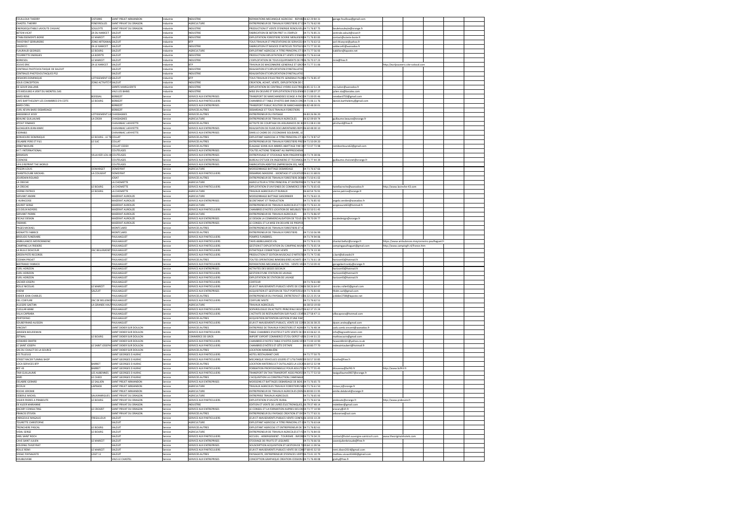| | | | | | | | | | | | | |
|---|---|---|---|---|---|---|---|---|---|---|---|---|
| FOUILLOUX THIERRY | CISTERNE | SAINT PRIVAT DU DRAGON | Industrie | INDUSTRIE | REPARATIONS MECANIQUE AGRICOLE - REPARA | 06 62 29 84 31 | garage.fouilloux@gmail.com | | | | | |
| CHASTEL THIERRY | FENEYROLLES | SAINT PRIVAT DU DRAGON | Industrie | AGRICULTURE | ENTREPRENEUR DE TRAVAUX FORESTIERS ET E | 04 71 76 62 93 | | | | | | |
| ENERGIEQUITABLE LAVOUTE CHILHAC | SOULEYTE | SAINT PRIVAT DU DRAGON | Industrie | INDUSTRIE | PRODUCTION ET VENTE D'ENERGIE RENOUVEL | 04 71 76 87 75 | bouletsouleyte@orange.fr | | | | | |
| BETON VICAT | ZA DU MARCET | SALZUIT | Industrie | INDUSTRIE | FABRICATION DE BETON PRET A L'EMPLOI | 04 71 76 85 21 | centrale.salzuit@vicat.fr | | | | | |
| ETABLISSEMENTS BORIE | LE MARCET | SALZUIT | Industrie | INDUSTRIE | EXPLOITATION FORESTIERE SCIERIE MENUISERIE | 04 71 76 83 83 | contact@scierie-borie.fr | | | | | |
| THIVEYRAT SERRURERIE | ZONE ARTISANALE | SALZUIT | Industrie | BTP | TOUS TRAVAUX ET PRESTATIONS DE SERVICES D | 04 71 76 63 53 | sarl.thiveyrat@yahoo.fr | | | | | |
| VALDECO | ZA LE MARCET | SALZUIT | Industrie | INDUSTRIE | FABRICATION ET NEGOCE D'ARTICLES TEXTILES | 04 71 77 30 30 | valdeco43@wanadoo.fr | | | | | |
| FLAURAUD GEORGES | LE BOURG | SALZUIT | Industrie | AGRICULTURE | EXPLOITANT AGRICOLE A TITRE PRINCIPAL ET E | 04 71 77 56 93 | isabillon@laposte.net | | | | | |
| TOURRETTE ENERGIES | LA BORYTE | SALZUIT | Industrie | INDUSTRIE | PRODUCTION EXPLOITATION ET VENTE D'ENERG | 04 71 76 63 64 | | | | | | |
| BORIESOL | LE MARCET | SALZUIT | Industrie | INDUSTRIE | L'EXPLOITATION DE TOUS EQUIPEMENTS DE PR | 06 76 70 37 23 | mrie@free.fr | | | | | |
| JOUVE ERIC | ZA LE MARCET | SALZUIT | Industrie | BTP | TRAVAUX DE MACONNERIE GENERALE ET GROS | 04 71 77 31 06 | | | http://eurljouveeric.site-solocal.com | | | |
| CENTRALE PHOTOVOLTAIQUE DE SALZUIT | | SALZUIT | Industrie | INDUSTRIE | REALISATION ET EXPLOITATION D'INSTALLATIO | | | | | | | |
| CENTRALES PHOTOVOLTAIQUES PS2 | | SALZUIT | Industrie | INDUSTRIE | REALISATION ET EXPLOITATION D'INSTALLATIO | | | | | | | |
| DESHORS DOMINIQUE | LOTISSEMENT CH | SALZUIT | Industrie | BTP | TOUS TRAVAUX D'ELECTRICITE GENERALE PLOMB | 04 71 76 85 47 | | | | | | |
| SOLIS CONCEPTION | ZONE ACTIVITE R | SALZUIT | Industrie | INDUSTRIE | CREATION, ACHAT, VENTE, EXPLOITATION DE C | | | | | | | |
| DE GOUR SAILLANS | | SAINTE MARGUERITE | Industrie | INDUSTRIE | EXPLOITATION DE CENTRALE HYDRO-ELECTRIQUE | 06 85 32 51 24 | mc.ludon@wanadoo.fr | | | | | |
| LES MOULINS A VENT DU MONTEIL SAS | | VALS LES BAINS | Industrie | INDUSTRIE | MISE EN OEUVRE ET EXPLOITATION D'EOLIENNES | 04 21 88 07 27 | julien.ots@boralex.com | | | | | |
| BARD RENE | BOISSIAL | BERBEZIT | Service | SERVICE AUX ENTREPRISES | TRANSPORT DE MARCHANDISES SCIAGE A FAC | 04 71 00 05 46 | renebard752@gmail.com | | | | | |
| CAFE BARTHELEMY LES CHAMBRES D'A COTE | LE BOURG | BERBEZIT | Service | SERVICE AUX PARTICULIERS | CHAMBRES ET TABLE D'HOTES BAR SNACK ORG | 04 71 06 11 76 | daniele.barthelemy@gmail.com | | | | | |
| BARD CYRIL | | BERBEZIT | Service | SERVICE AUX ENTREPRISES | TRANSPORT PUBLIC ROUTIER DE MARCHANDISE | 06 82 48 00 01 | | | | | | |
| EURL KEVIN BARD DEBARDAGE | | BERBEZIT | Service | SERVICES AUTRES | DEBARDAGE ET TOUS TRAVAUX FORESTIERS | | | | | | | |
| MASSEBEUF JESSY | LOTISSEMENT LA | CHASSAGNES | Service | SERVICES AUTRES | ENTREPRENEUR DU PAYSAGE | 06 83 26 96 20 | | | | | | |
| BEAUNE GUILLAUME | LA CROIX | CHASSAGNES | Service | AGRICULTURE | ENTREPRENEUR DE TRAVAUX AGRICOLES | 06 62 09 69 74 | guillaume.beaune@orange.fr | | | | | |
| ATOUT FINANCE | | CHAVANIAC LAFAYETTE | Service | SERVICES AUTRES | ACTIVITE DE COURTAGE EN ASSURANCES DE B | 09 51 08 41 00 | plrichard@free.fr | | | | | |
| GLOAGUEN JEAN-MARC | | CHAVANIAC LAFAYETTE | Service | SERVICES AUTRES | REALISATION DE FILMS DOCUMENTAIRES REPO | 06 60 48 00 10 | | | | | | |
| ESDRAKS | | CHAVANIAC LAFAYETTE | Service | SERVICE AUX ENTREPRISES | DANS LE CADRE DE L'ECONOMIE SOLIDAIRE, LE | | | | | | | |
| BONHOURE DOMINIQUE | LE BOURG - LE TI | COLLAT | Service | SERVICES AUTRES | EXPLOITANT AGRICOLE A TITRE PRINCIPAL ET E | 04 71 74 87 67 | | | | | | |
| DELABRE PERE ET FILS | LE SUC | COLLAT | Service | SERVICES AUTRES | ENTREPRENEUR DE TRAVAUX FORESTIERS FRE | 04 71 50 09 20 | | | | | | |
| ARBO'HOURE | | COLLAT CEDEX | Service | SERVICES AUTRES | ELAGAGE SOINS AUX ARBRES ABATTAGE PAR D | 07 72 07 73 98 | remibonhoure62@gmail.com | | | | | |
| P.A.T.I INTERNATIONAL | | COUTEUGES | Service | SERVICE AUX ENTREPRISES | TOUTES ACTIONS TENDANT AU RAPPROCHEME | | | | | | | |
| BANASUN | VILLA KER LOU-A | COUTEUGES | Service | SERVICE AUX ENTREPRISES | ENTREPOSAGE ET STOCKAGE NON FRIGORIFIQ | 04 71 74 38 06 | | | | | | |
| COENOSE | | COUTEUGES | Service | SERVICE AUX ENTREPRISES | BUREAU D'ETUDE EN INGENIERIE ET TECHNIQU | 04 71 77 44 39 | guillaume.choisnet@orange.fr | | | | | |
| LEHI.0 REPRINT THE WORLD | | COUTEUGES | Service | SERVICE AUX ENTREPRISES | FABRICATION ADDITIVE (IMPRESSION 3D), MO | | | | | | | |
| PEGON LOUIS | DOMEYRAT | DOMEYRAT | Service | AGRICULTURE | MOISSONNAGE BATTAGE DEBARDAGE | 04 71 76 67 66 | | | | | | |
| CHANTELOUBE MICKAEL | LA COUGEAT | DOMEYRAT | Service | SERVICE AUX PARTICULIERS | DEBARRAS MAISONS - MONTAGE ET LOCATION | 06 61 31 68 01 | | | | | | |
| JOURDAN ROLAND | | JOSAT | Service | SERVICES AUTRES | ENTREPRENEUR DE TRAVAUX FORESTIERS DEBA | 04 71 50 41 02 | | | | | | |
| LA CRECHE | | LA CHOMETTE | Service | AGRICULTURE | AGRICULTEUR A TITRE PRINCIPAL ET ENTREPREN | 04 71 76 67 00 | | | | | | |
| LA CRECHE | LE BOURG | LA CHOMETTE | Service | SERVICE AUX PARTICULIERS | EXPLOITATION D'UN FONDS DE COMMERCE D'H | 04 71 76 65 65 | hotellacreche@wanadoo.fr | | http://www.lacreche-43.com | | | |
| VIERNE PATRICE | LE BOURG | LA CHOMETTE | Service | AGRICULTURE | TRAVAUX AGRICOLES ET RURAUX | 06 60 54 76 91 | vierne.patrice@orange.fr | | | | | |
| SERVANT ANDRE | | MAZERAT AUROUZE | Service | AGRICULTURE | MOISSONNAGE BATTAGE SAISONNIER | 04 71 76 63 15 | | | | | | |
| L'AURACOISE | | MAZERAT AUROUZE | Service | SERVICE AUX ENTREPRISES | SECRETARIAT ET TRADUCTION | 04 71 76 85 92 | angela.verdier@wanadoo.fr | | | | | |
| SAURET SERGE | | MAZERAT AUROUZE | Service | AGRICULTURE | ENTREPRENEUR DE TRAVAUX AGRICOLES ET FO | 04 71 76 63 20 | sergesauret65@hotmail.fr | | | | | |
| LES DEUX NOYERS | | MAZERAT AUROUZE | Service | SERVICE AUX PARTICULIERS | CHAMBRES D'HOTES LOCATION DE MEUBLES TO | 06 02 50 51 45 | | | | | | |
| SERVANT PIERRE | | MAZERAT AUROUZE | Service | AGRICULTURE | ENTREPRENEUR DE TRAVAUX AGRICOLES | 04 71 76 86 97 | | | | | | |
| ESCALE DESIGN | | MAZERAT AUROUZE | Service | SERVICE AUX ENTREPRISES | LE DESIGN LA COMMERCIALISATION DE TOUS O | 06 78 70 09 77 | escaledesign@orange.fr | | | | | |
| TARANIS | | MAZERAT AUROUZE | Service | SERVICE AUX ENTREPRISES | LE CONSEIL ET LA MISE EN OEUVRE DE PROPOS | | | | | | | |
| PAGES MICKAEL | | MONTCLARD | Service | SERVICES AUTRES | ENTREPRENEUR DE TRAVAUX FORESTIERS ET A | | | | | | | |
| MONATTE FABRICE | | MONTCLARD | Service | SERVICES AUTRES | ENTREPRENEUR DE TRAVAUX FORESTIERS | 04 71 50 36 99 | | | | | | |
| BRIOUDE FUNERAIRE | | PAULHAGUET | Service | SERVICE AUX PARTICULIERS | POMPES FUNEBRES | 04 71 74 04 06 | | | | | | |
| AMBULANCES MEYRONNEINC | | PAULHAGUET | Service | SERVICE AUX PARTICULIERS | TAXIS AMBULANCES VSL | 04 71 76 61 01 | chantal.bellut@orange.fr | | https://www.ambulances-meyronneinc-paulhaguet.fr | | | |
| CAMPING LA FRIDIERE | | PAULHAGUET | Service | SERVICE AUX PARTICULIERS | GESTION ET EXPLOITATION DU CAMPING MUNI | 04 71 76 65 54 | campingpaulhaguet@gmail.com | | http://www.campingfr.nl/france.htm | | | |
| LA BULLE DOUCEUR | ZAC BELLEMONT | PAULHAGUET | Service | SERVICE AUX PARTICULIERS | ESTHETIQUE COSMETIQUE VENTE | 04 71 74 13 20 | | | | | | |
| GREEN PISTE RECORDS | | PAULHAGUET | Service | SERVICE AUX PARTICULIERS | PRODUCTION ET EDITION MUSICALE D'ARTISTE | 04 71 74 72 85 | c.barr@aliceadsl.fr | | | | | |
| CEDIMA PROJET | | PAULHAGUET | Service | SERVICES AUTRES | TOUTES OPERATIONS IMMOBILIERES ACHATS V | 04 71 76 61 18 | horizon43@hotmail.fr | | | | | |
| BERTRAND YANNICK | | PAULHAGUET | Service | SERVICE AUX PARTICULIERS | REPARATIONS MECANIQUE AUTOS - VENTE VE | 04 71 50 09 42 | garagebertrandy@orange.fr | | | | | |
| EURL HORIZON | | PAULHAGUET | Service | SERVICE AUX ENTREPRISES | ACTIVITES DES SIEGES SOCIAUX | | horizon43@hotmail.fr | | | | | |
| EURL HORIZON | | PAULHAGUET | Service | SERVICE AUX PARTICULIERS | GESTION D'UNE STATION DE LAVAGE | | horizon43@hotmail.fr | | | | | |
| EURL HORIZON | | PAULHAGUET | Service | SERVICE AUX PARTICULIERS | EXPLOITATION DE STATION DE LAVAGE | | horizon43@hotmail.fr | | | | | |
| SACHER JOSEPH | | PAULHAGUET | Service | SERVICE AUX PARTICULIERS | COIFFEUR | 04 71 76 61 80 | | | | | | |
| ROLLE NICOLAS | LE MARCET | PAULHAGUET | Service | SERVICE AUX PARTICULIERS | JEUX ET AMUSEMENTS PUBLICS VENTE DE CONF | 06 58 26 64 47 | nicolas.rolle43@gmail.com | | | | | |
| RHDM | SALZUIT | PAULHAGUET | Service | SERVICE AUX ENTREPRISES | ACQUISITION ET GESTION DE TOUT PORTEFEUIL | 04 71 76 83 83 | rhdm.sarl@gmail.com | | | | | |
| DIDIER JEAN-CHARLES | | PAULHAGUET | Service | SERVICES AUTRES | ENTREPRENEUR DU PAYSAGE, ENTRETIEN ET CR | 06 32 23 35 54 | jcdidier2708@laposte.net | | | | | |
| DEL COIFFURE | ZAC DE BELLEMO | PAULHAGUET | Service | SERVICE AUX PARTICULIERS | COIFFURE MIXTE | 04 71 76 62 51 | | | | | | |
| ALLEGRE GAETAN | LA GRANDE HAUT | PAULHAGUET | Service | AGRICULTURE | TRAVAUX AGRICOLES. | 06 38 50 19 00 | | | | | | |
| CUELLAR ANNE | | PAULHAGUET | Service | SERVICE AUX PARTICULIERS | SOPHROLOGUE EN ACTIVITE PRINCIPALE BOUT | 06 62 37 15 24 | | | | | | |
| VILLA CAPRARA | | PAULHAGUET | Service | SERVICE AUX PARTICULIERS | L'ACTIVITE DE RESTAURATION SUR PLACE / EXP | 06 27 58 47 11 | villacaprara@hotmail.com | | | | | |
| PORTOFINO | | PAULHAGUET | Service | SERVICES AUTRES | ACQUISITION DETENTION GESTION D'UNE PAR | | | | | | | |
| SOUBEYRAND ALISSON | | PAULHAGUET | Service | SERVICE AUX PARTICULIERS | JEUX ET AMUSEMENTS PUBLICS, VENTE DE CON | 06 26 36 38 25 | dyson.andey@gmail.com | | | | | |
| VINCENT | | SAINT DIDIER SUR DOULON | Service | SERVICES AUTRES | ENTREPRISE DE TRAVAUX FORESTIERS ET AGRIC | 04 71 76 48 34 | carb.comb.vincent@wanadoo.fr | | | | | |
| JANSSEN BOUDEWIJN | | SAINT DIDIER SUR DOULON | Service | SERVICE AUX PARTICULIERS | TABLE CHAMBRES D'HOTES ET GITE VENTE DE P | 04 43 06 62 15 | info@legranditranon.com | | | | | |
| ZETWAL | LE BOURG | SAINT DIDIER SUR DOULON | Service | COMMERCE DE GROS | IMPORT EXPORT COMMERCE ET/OU DEPOT-VEN | 06 21 44 31 22 | mathiascasin@gmail.com | | | | | |
| HOWARD DMITRI | | SAINT DIDIER SUR DOULON | Service | SERVICE AUX PARTICULIERS | CHAMBRES D'HOTES TABLE D'HOTES (SANS VEN | 04 71 00 10 90 | howarddmitri@yahoo.co.uk | | | | | |
| LE SAINT JOSEPH | LE SAINT JOSEPH | SAINT DIDIER SUR DOULON | Service | SERVICE AUX PARTICULIERS | CHAMBRES D'HÔTES ET GÎTE D'ÉTAPE | 06 60 80 77 70 | mdesaintaubert@hotmail.fr | | | | | |
| SAS DU CHALET DE LA SOURCE | | SAINT DIDIER SUR DOULON | Service | SERVICES AUTRES | LOCATION IMMOBILIÈRE | | | | | | | |
| LES TILLEULS | | SAINT GEORGES D AURAC | Service | SERVICE AUX PARTICULIERS | HOTEL RESTAURANT CAFE | 04 71 77 50 75 | | | | | | |
| STREET RACER TUNING SHOP | | SAINT GEORGES D AURAC | Service | SERVICE AUX PARTICULIERS | MECANIQUE VEHICULES LEGERS ET UTILITAIRES | 09 50 57 30 85 | lirsche@free.fr | | | | | |
| LOCA SERVICES BTP | BARRET | SAINT GEORGES D AURAC | Service | SERVICES AUTRES | LOCATION MATERIELS ET OUTILLAGES LA LOCATI | 06 64 52 32 94 | | | | | | |
| BCF 43 | BARRET | SAINT GEORGES D AURAC | Service | SERVICE AUX PARTICULIERS | FORMATION PROFESSIONNELLE POUR ADULTES | 04 71 77 55 45 | droueau@bcf43.fr | | http://www.bcf43.fr | | | |
| TAXI GUILLAUME | LES AUBEPINES | SAINT GEORGES D AURAC | Service | SERVICE AUX PARTICULIERS | TRANSPORT EN TAXI TRANSPORT ASSIS PROFES | 04 71 77 53 50 | taxiguillaume0907@orange.fr | | | | | |
| AMD | LE CHIEO | SAINT GEORGES D'AURAC | Service | SERVICES AUTRES | L'ACQUISITION LA CONSTRUCTION L'AMENAGE | | | | | | | |
| DELABRE GERARD | LE SALLIEN | SAINT PRIVAT ARMANDON | Service | SERVICE AUX ENTREPRISES | MOISSONS ET BATTAGES DEBARDAGE DE BOIS | 04 71 76 65 73 | | | | | | |
| RICOUX | LAPRADE | SAINT PRIVAT ARMANDON | Service | AGRICULTURE | TRAVAUX AGRICOLES TRAVAUX FORESTIERS MA | 04 71 76 61 50 | ricoux.jr@orange.fr | | | | | |
| ROCHE JEROME | | SAINT PRIVAT ARMANDON | Service | AGRICULTURE | ENTREPRENEUR DE TRAVAUX AGRICOLES (DEN | 06 89 80 23 95 | emilie.delabre4@orange.fr | | | | | |
| DEBERLE MICHEL | SAUVANIRGUES | SAINT PRIVAT DU DRAGON | Service | AGRICULTURE | ENTREPRISE TRAVAUX AGRICOLES | 04 71 76 65 93 | | | | | | |
| VIGIER FRERES A PRABOUTE | LE BOURG | SAINT PRIVAT DU DRAGON | Service | SERVICE AUX PARTICULIERS | EXPLOITATION D'UN GITE RURAL | 04 71 76 63 56 | praboute@orange.fr | | http://www.praboute.fr | | | |
| DE KLEER MARIANNE | | SAINT PRIVAT DU DRAGON | Service | INDUSTRIE | EDITION ET VENTE DE LIVRES ELECTRONIQUES, | 06 79 37 48 14 | mdekleer@gmail.com | | | | | |
| RACARY CONSULTING | LE CROIZET | SAINT PRIVAT DU DRAGON | Service | SERVICE AUX ENTREPRISES | LE CONSEIL ET LA FORMATION AUPRES DES EN | 04 71 77 14 90 | sracary@sfr.fr | | | | | |
| FRANCIS STEVEN | | SAINT PRIVAT DU DRAGON | Service | SERVICES AUTRES | ENTREPRENEUR DU PAYSAGE CREATION ET EN | 04 71 77 63 31 | arbosteve@aol.com | | | | | |
| FARIGOULE MAGALIE | FREGILLOUX | SALZUIT | Service | SERVICE AUX PARTICULIERS | JEUX ET AMUSEMENTS PUBLICS VENTE CONFIS | 06 10 03 13 29 | | | | | | |
| TOURETTE CHRISTOPHE | | SALZUIT | Service | AGRICULTURE | EXPLOITANT AGRICOLE A TITRE PRINCIPAL ET E | 04 71 76 63 64 | | | | | | |
| TRONCHERE PASCAL | LE BOURG | SALZUIT | Service | SERVICES AUTRES | EXPLOITANT AGRICOLE ET ENTREPRENEUR DE T | 04 71 76 82 61 | | | | | | |
| VIDAL SERGE | LE BOURG | SALZUIT | Service | AGRICULTURE | ENTREPRENEUR DE TRAVAUX AGRICOLES ET FO | 04 71 76 84 03 | | | | | | |
| SARL SAINT ROCH | | SALZUIT | Service | SERVICE AUX PARTICULIERS | ACCUEIL - HEBERGEMENT - TOURISME - INFORM | 04 71 74 04 23 | contact@hotel-auvergne-saintroch.com | | www.theoriginalshotels.com | | | |
| CAVE SAINT JULIEN | LE MARCET | SALZUIT | Service | SERVICE AUX ENTREPRISES | STOCKAGE DE FRUITS ET LEGUMES | 04 71 76 66 56 | cavestjulienbrioude@free.fr | | | | | |
| HOLDING THIVEYRAT | | SALZUIT | Service | SERVICE AUX ENTREPRISES | SOUSCRIPTION ACQUISITION ET GESTION DE TIT | 06 64 11 09 56 | | | | | | |
| ROLLE REMI | LE MARCET | SALZUIT | Service | SERVICE AUX PARTICULIERS | JEUX ET AMUSEMENTS PUBLICS VENTE DE CONF | 07 68 45 32 50 | remi.dixon2014@gmail.com | | | | | |
| VISSAC PAYSAGISTE | LOGT 11 | SALZUIT | Service | SERVICES AUTRES | PAYSAGISTE, ENTREPRENEUR D'ESPACES VERTS | 06 73 41 10 79 | mathieu.vissac43440@gmail.com | | | | | |
| DOUBLEVEBE | | VALS LE CHASTEL | Service | SERVICE AUX ENTREPRISES | CONCEPTION GRAPHIQUE CREATION CESSION | 04 71 76 48 08 | graity@free.fr | | | | | |